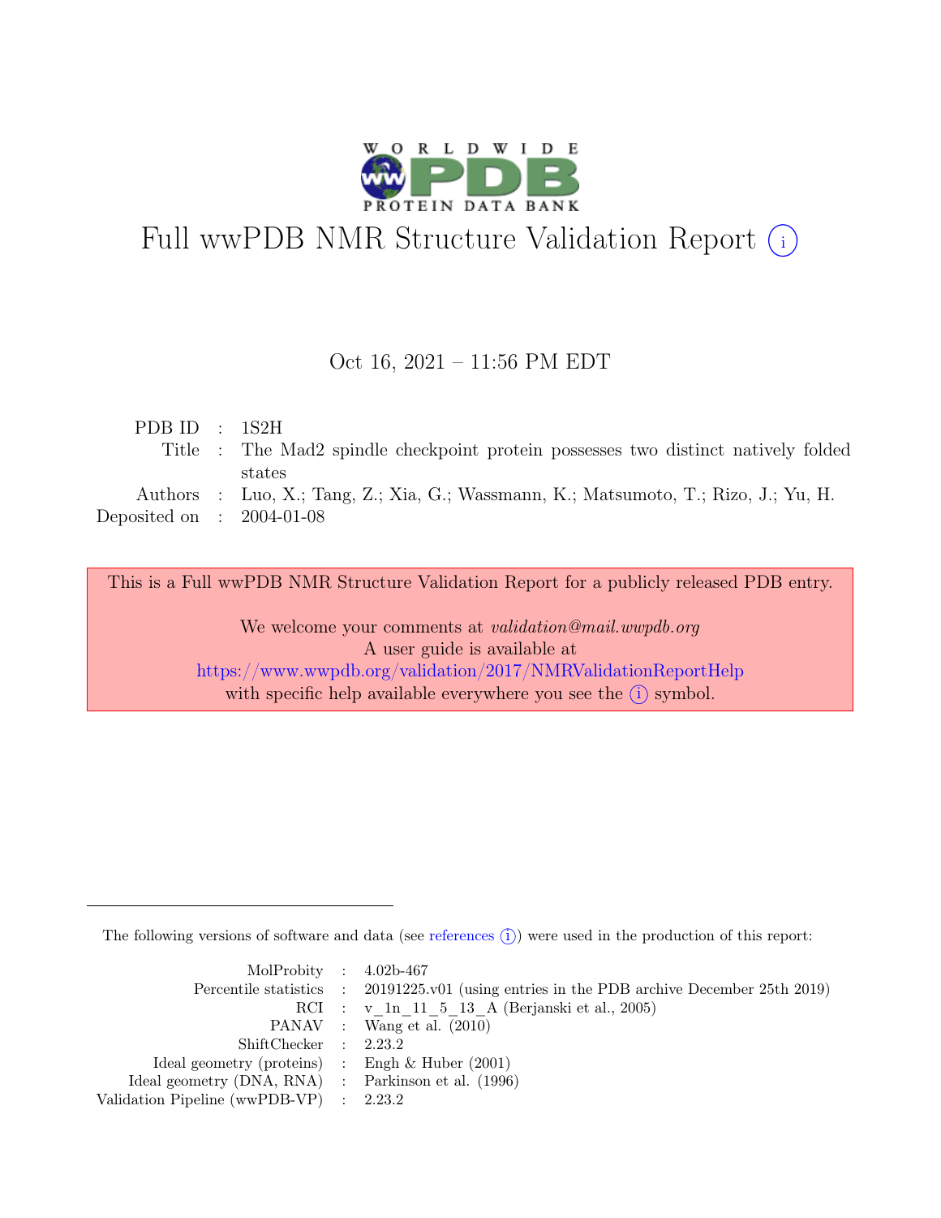# Full wwPDB NMR Structure Validation Report (i)

Oct 16, 2021 – 11:56 PM EDT

| | | |
|---|---|---|
| PDB ID | : | 1S2H |
| Title | : | The Mad2 spindle checkpoint protein possesses two distinct natively folded states |
| Authors | : | Luo, X.; Tang, Z.; Xia, G.; Wassmann, K.; Matsumoto, T.; Rizo, J.; Yu, H. |
| Deposited on | : | 2004-01-08 |

This is a Full wwPDB NMR Structure Validation Report for a publicly released PDB entry.

We welcome your comments at *validation@mail.wwpdb.org*
A user guide is available at
https://www.wwpdb.org/validation/2017/NMRValidationReportHelp
with specific help available everywhere you see the (i) symbol.

The following versions of software and data (see references (i)) were used in the production of this report:

| | | |
|---|---|---|
| MolProbity | : | 4.02b-467 |
| Percentile statistics | : | 20191225.v01 (using entries in the PDB archive December 25th 2019) |
| RCI | : | v_1n_11_5_13_A (Berjanski et al., 2005) |
| PANAV | : | Wang et al. (2010) |
| ShiftChecker | : | 2.23.2 |
| Ideal geometry (proteins) | : | Engh & Huber (2001) |
| Ideal geometry (DNA, RNA) | : | Parkinson et al. (1996) |
| Validation Pipeline (wwPDB-VP) | : | 2.23.2 |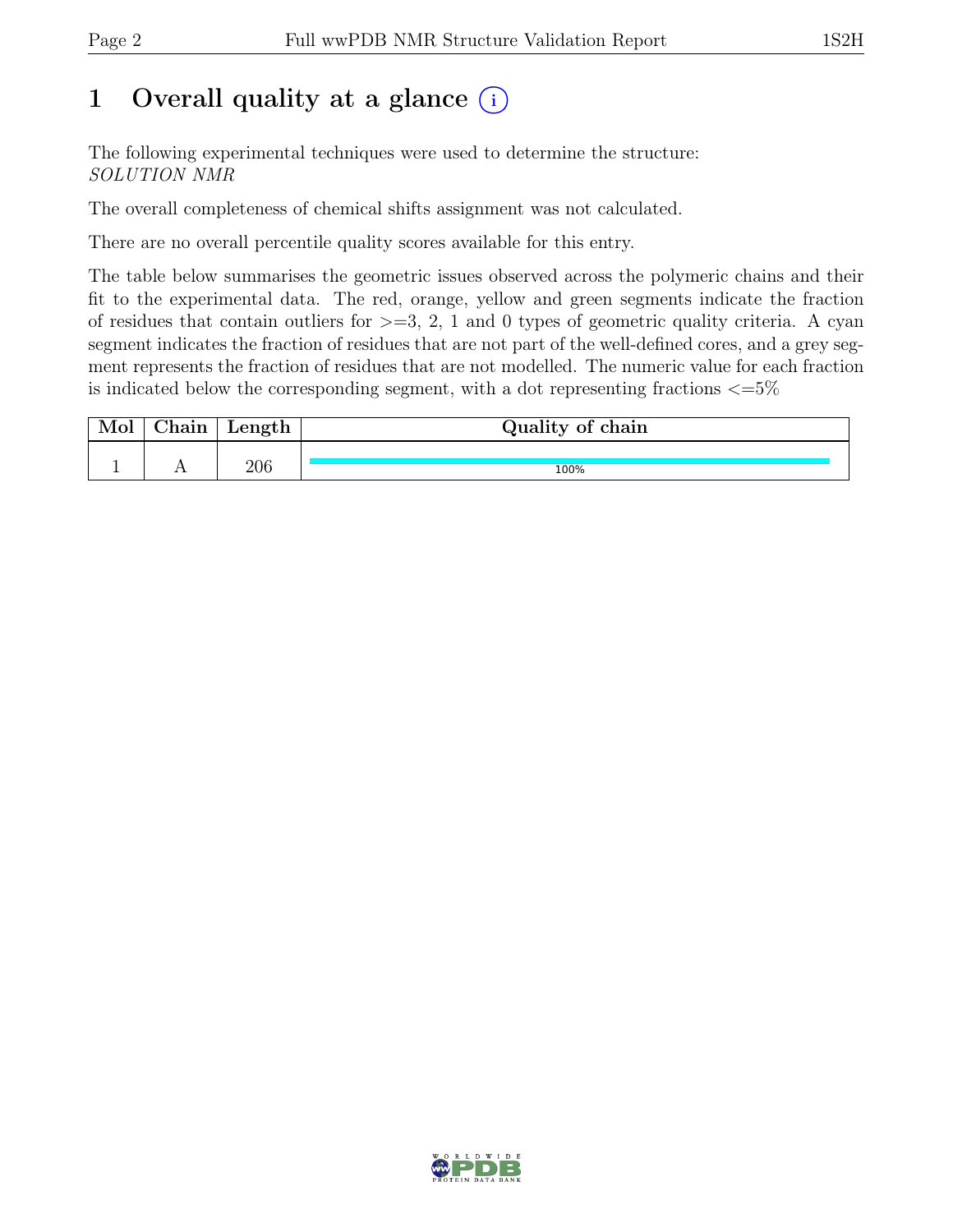# 1 Overall quality at a glance (i)

The following experimental techniques were used to determine the structure:
*SOLUTION NMR*

The overall completeness of chemical shifts assignment was not calculated.

There are no overall percentile quality scores available for this entry.

The table below summarises the geometric issues observed across the polymeric chains and their fit to the experimental data. The red, orange, yellow and green segments indicate the fraction of residues that contain outliers for >=3, 2, 1 and 0 types of geometric quality criteria. A cyan segment indicates the fraction of residues that are not part of the well-defined cores, and a grey segment represents the fraction of residues that are not modelled. The numeric value for each fraction is indicated below the corresponding segment, with a dot representing fractions <=5%

| Mol | Chain | Length | Quality of chain |
|---|---|---|---|
| 1 | A | 206 | 100% |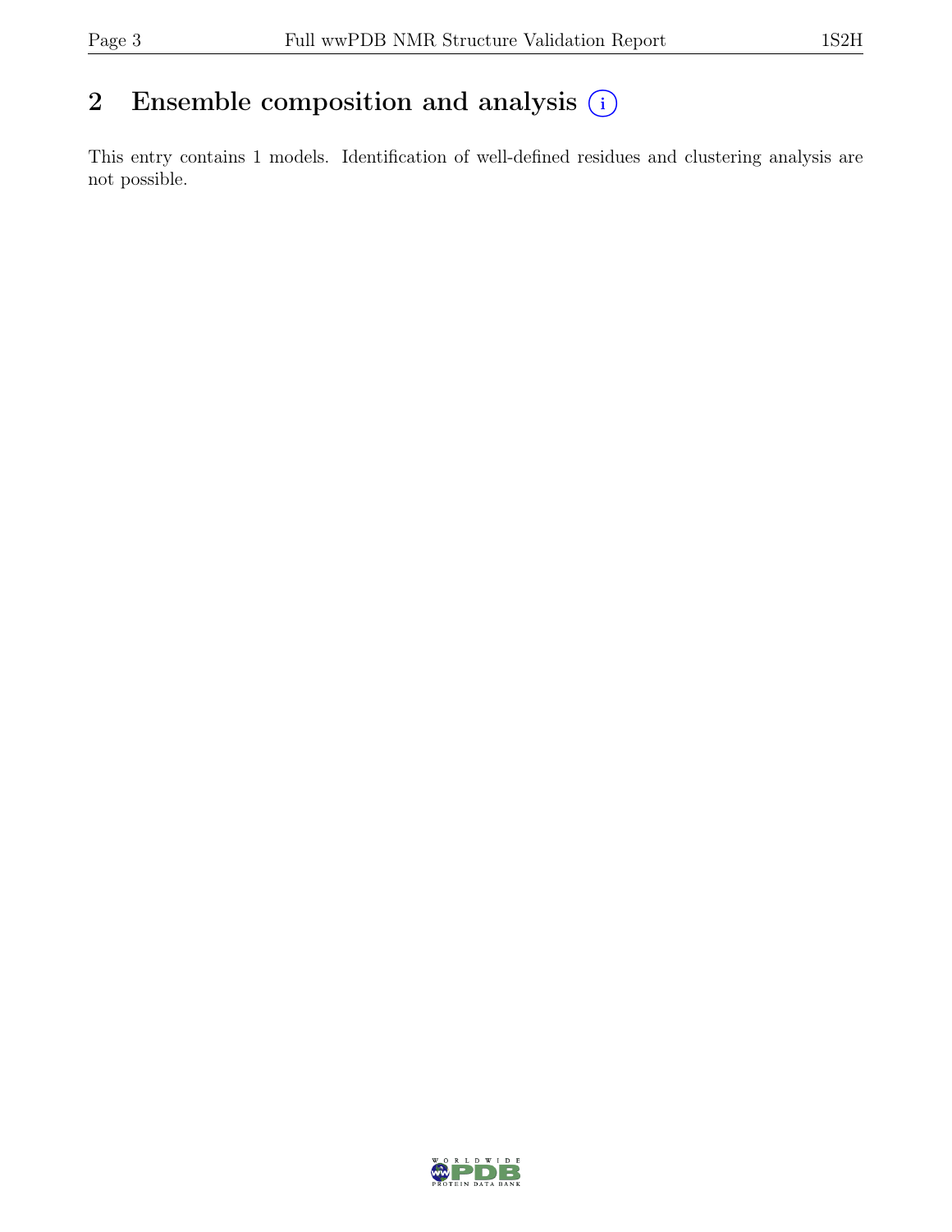## 2 Ensemble composition and analysis (i)

This entry contains 1 models. Identification of well-defined residues and clustering analysis are not possible.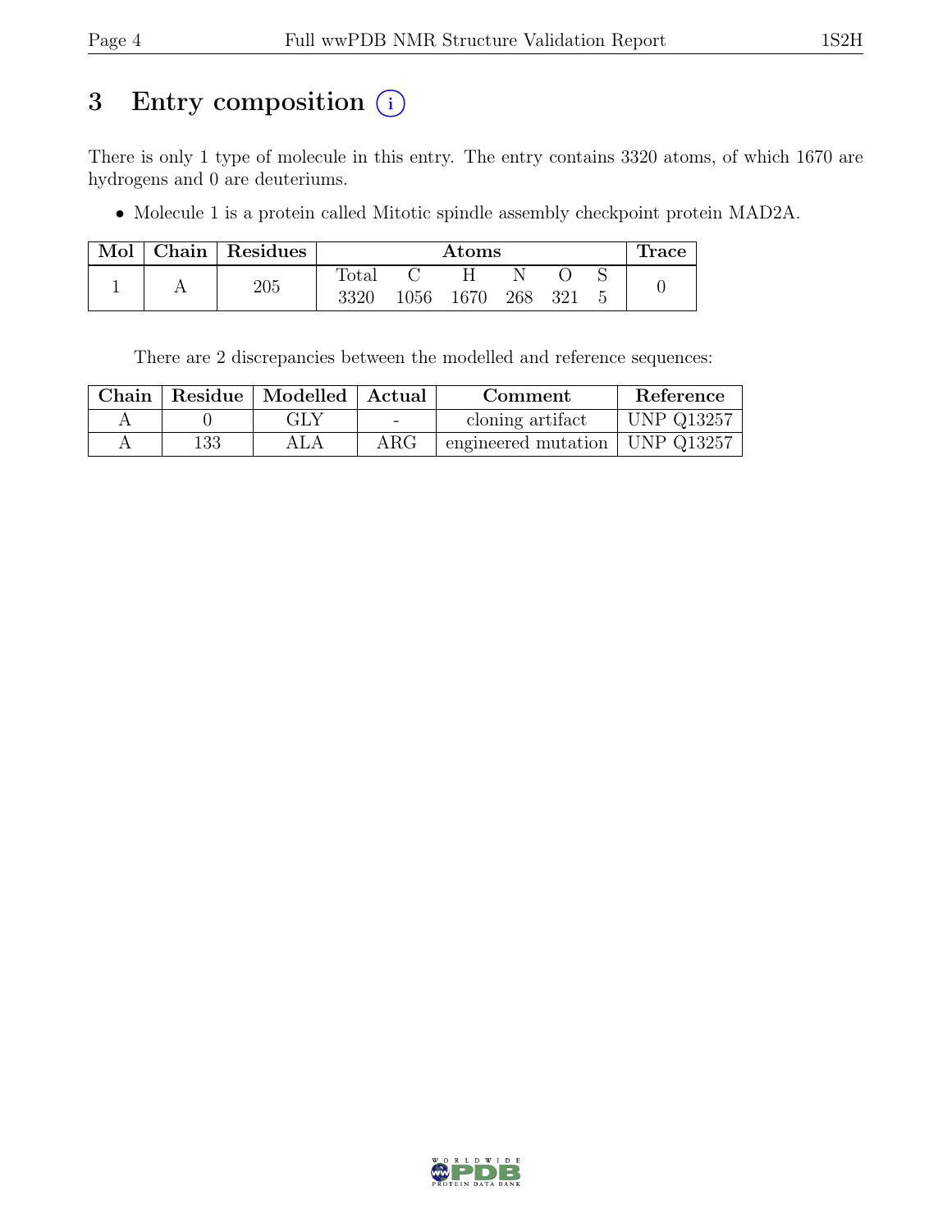# 3 Entry composition (i)

There is only 1 type of molecule in this entry. The entry contains 3320 atoms, of which 1670 are hydrogens and 0 are deuteriums.

- Molecule 1 is a protein called Mitotic spindle assembly checkpoint protein MAD2A.

| Mol | Chain | Residues | Atoms | | | | | | Trace |
|---|---|---|---|---|---|---|---|---|---|
| | | | Total | C | H | N | O | S | |
| 1 | A | 205 | 3320 | 1056 | 1670 | 268 | 321 | 5 | 0 |

There are 2 discrepancies between the modelled and reference sequences:

| Chain | Residue | Modelled | Actual | Comment | Reference |
|---|---|---|---|---|---|
| A | 0 | GLY | - | cloning artifact | UNP Q13257 |
| A | 133 | ALA | ARG | engineered mutation | UNP Q13257 |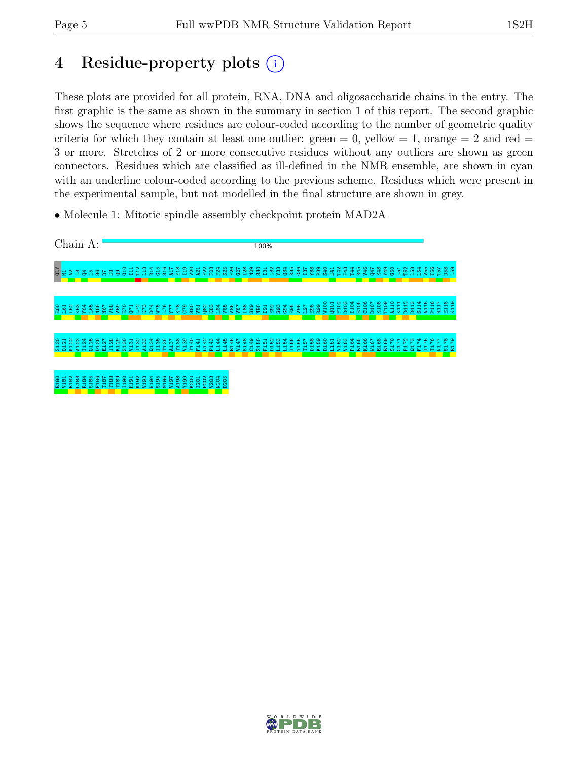# 4 Residue-property plots (i)

These plots are provided for all protein, RNA, DNA and oligosaccharide chains in the entry. The first graphic is the same as shown in the summary in section 1 of this report. The second graphic shows the sequence where residues are colour-coded according to the number of geometric quality criteria for which they contain at least one outlier: green = 0, yellow = 1, orange = 2 and red = 3 or more. Stretches of 2 or more consecutive residues without any outliers are shown as green connectors. Residues which are classified as ill-defined in the NMR ensemble, are shown in cyan with an underline colour-coded according to the previous scheme. Residues which were present in the experimental sample, but not modelled in the final structure are shown in grey.

- Molecule 1: Mitotic spindle assembly checkpoint protein MAD2A

Chain A: 100%

GLY M1 A2 L3 Q4 L5 S6 R7 E8 Q9 G10 I11 T12 L13 R14 G15 S16 A17 E18 I19 V20 A21 E22 F23 F24 S25 F26 G27 I28 N29 S30 I31 L32 Y33 Q34 R35 G36 I37 Y38 P39 S40 E41 T42 F43 T44 R45 V46 Q47 K48 Y49 G50 L51 T52 L53 L54 V55 T56 T57 D58 L59

E60 L61 K62 K63 Y64 L65 N66 N67 V68 V69 E70 Q71 L72 K73 D74 W75 L76 Y77 K78 C79 S80 V81 Q82 K83 L84 V85 V86 V87 I88 S89 N90 I91 E92 S93 G94 E95 V96 L97 E98 R99 W100 Q101 F102 D103 I104 E105 C106 D107 K108 T109 A110 K111 D112 D113 S114 A115 P116 R117 E118 K119

S120 Q121 K122 A123 I124 Q125 D126 E127 I128 R129 S130 V131 I132 A133 Q134 I135 T136 A137 T138 V139 T140 F141 L142 P143 L144 L145 E146 V147 S148 C149 S150 F151 D152 L153 L154 I155 Y156 T157 D158 K159 D160 L161 V162 V163 P164 E165 K166 W167 E168 E169 S170 G171 P172 Q173 F174 I175 T176 N177 S178 E179

E180 V181 R182 L183 R184 S185 F186 T187 T188 T189 I190 H191 K192 V193 N194 S195 M196 V197 A198 Y199 K200 I201 P202 V203 N204 D205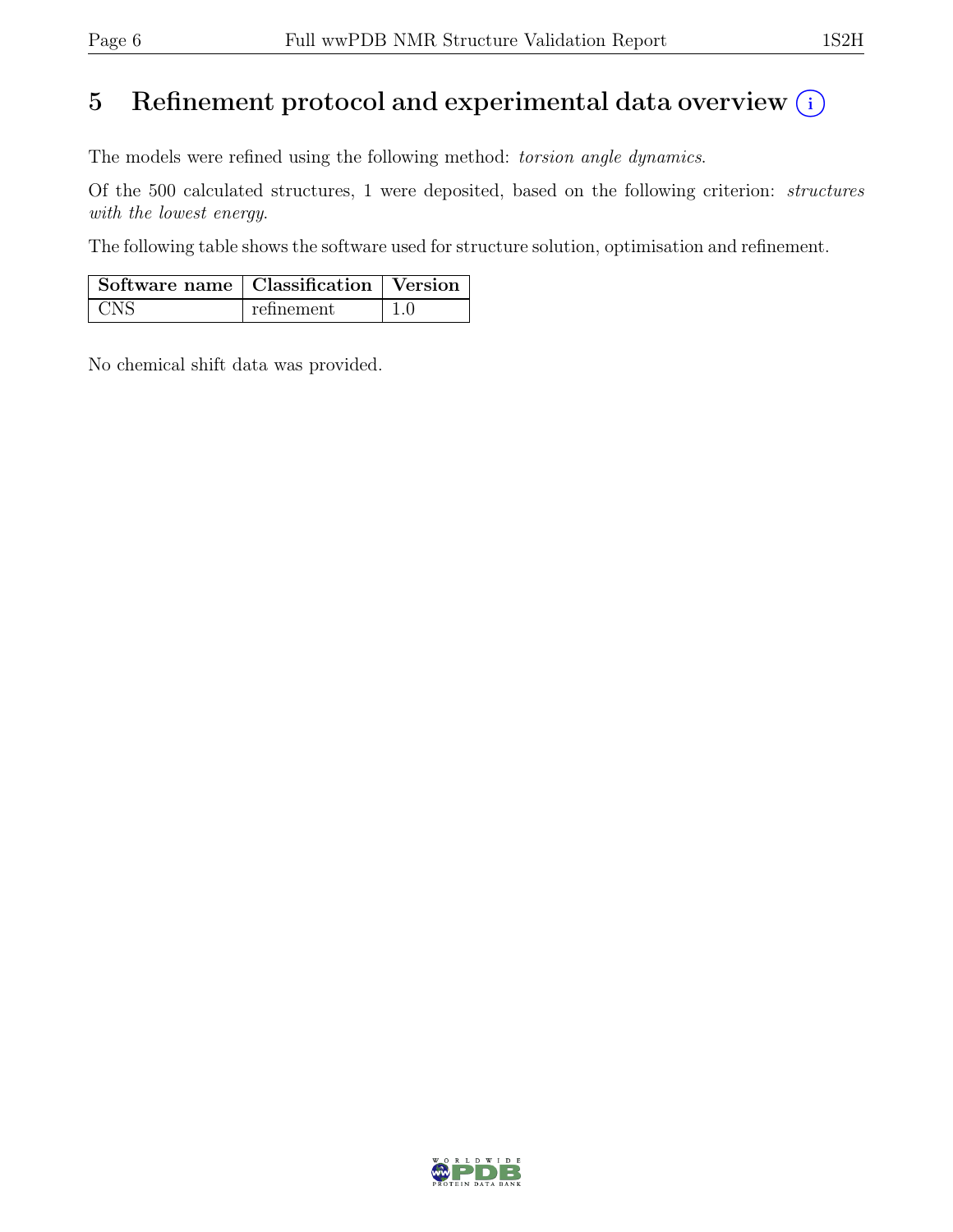# 5 Refinement protocol and experimental data overview (i)

The models were refined using the following method: *torsion angle dynamics*.

Of the 500 calculated structures, 1 were deposited, based on the following criterion: *structures with the lowest energy*.

The following table shows the software used for structure solution, optimisation and refinement.

| Software name | Classification | Version |
|---|---|---|
| CNS | refinement | 1.0 |

No chemical shift data was provided.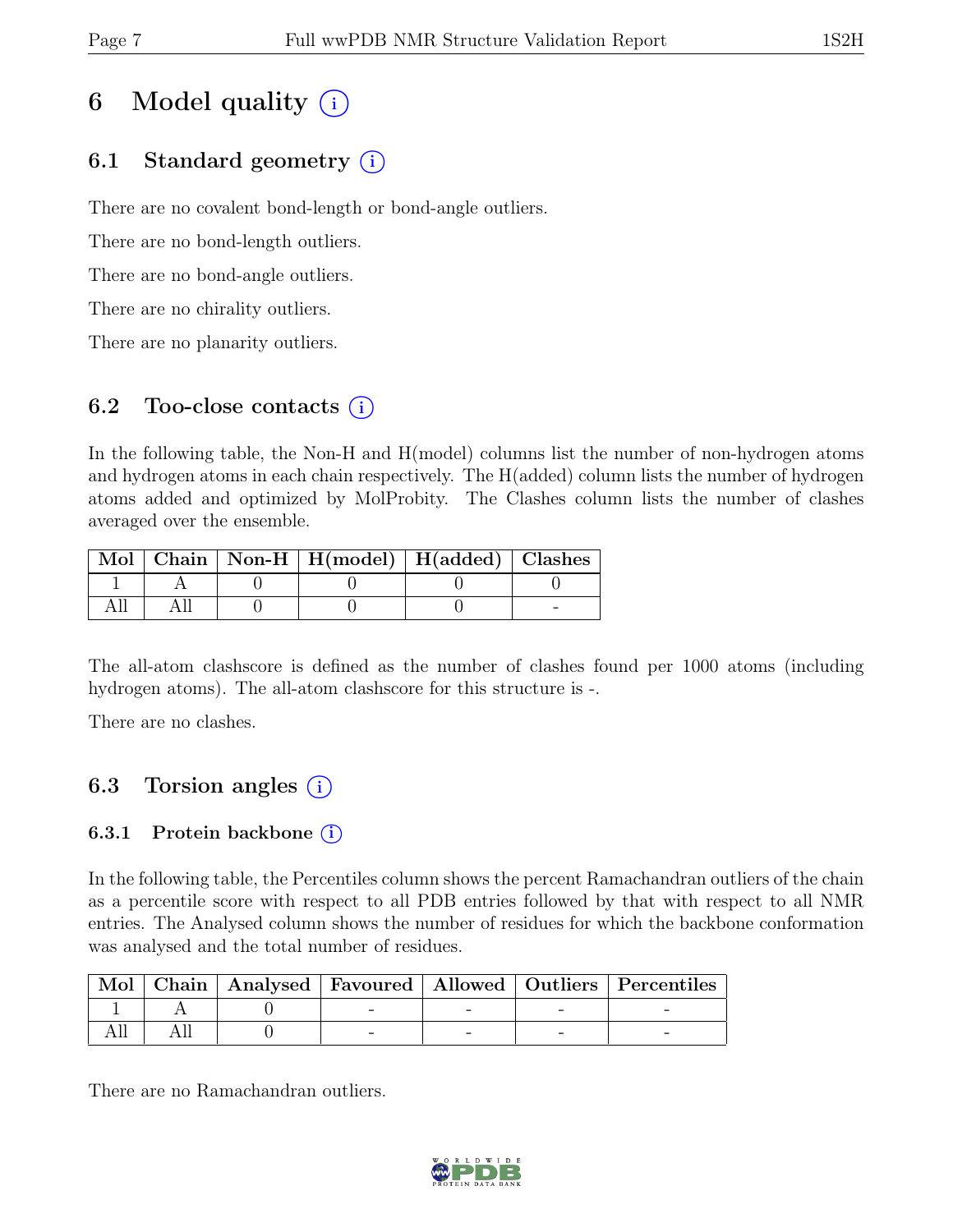# 6 Model quality (i)

## 6.1 Standard geometry (i)

There are no covalent bond-length or bond-angle outliers.

There are no bond-length outliers.

There are no bond-angle outliers.

There are no chirality outliers.

There are no planarity outliers.

## 6.2 Too-close contacts (i)

In the following table, the Non-H and H(model) columns list the number of non-hydrogen atoms and hydrogen atoms in each chain respectively. The H(added) column lists the number of hydrogen atoms added and optimized by MolProbity. The Clashes column lists the number of clashes averaged over the ensemble.

| Mol | Chain | Non-H | H(model) | H(added) | Clashes |
|---|---|---|---|---|---|
| 1 | A | 0 | 0 | 0 | 0 |
| All | All | 0 | 0 | 0 | - |

The all-atom clashscore is defined as the number of clashes found per 1000 atoms (including hydrogen atoms). The all-atom clashscore for this structure is -.

There are no clashes.

## 6.3 Torsion angles (i)

### 6.3.1 Protein backbone (i)

In the following table, the Percentiles column shows the percent Ramachandran outliers of the chain as a percentile score with respect to all PDB entries followed by that with respect to all NMR entries. The Analysed column shows the number of residues for which the backbone conformation was analysed and the total number of residues.

| Mol | Chain | Analysed | Favoured | Allowed | Outliers | Percentiles |
|---|---|---|---|---|---|---|
| 1 | A | 0 | - | - | - | - |
| All | All | 0 | - | - | - | - |

There are no Ramachandran outliers.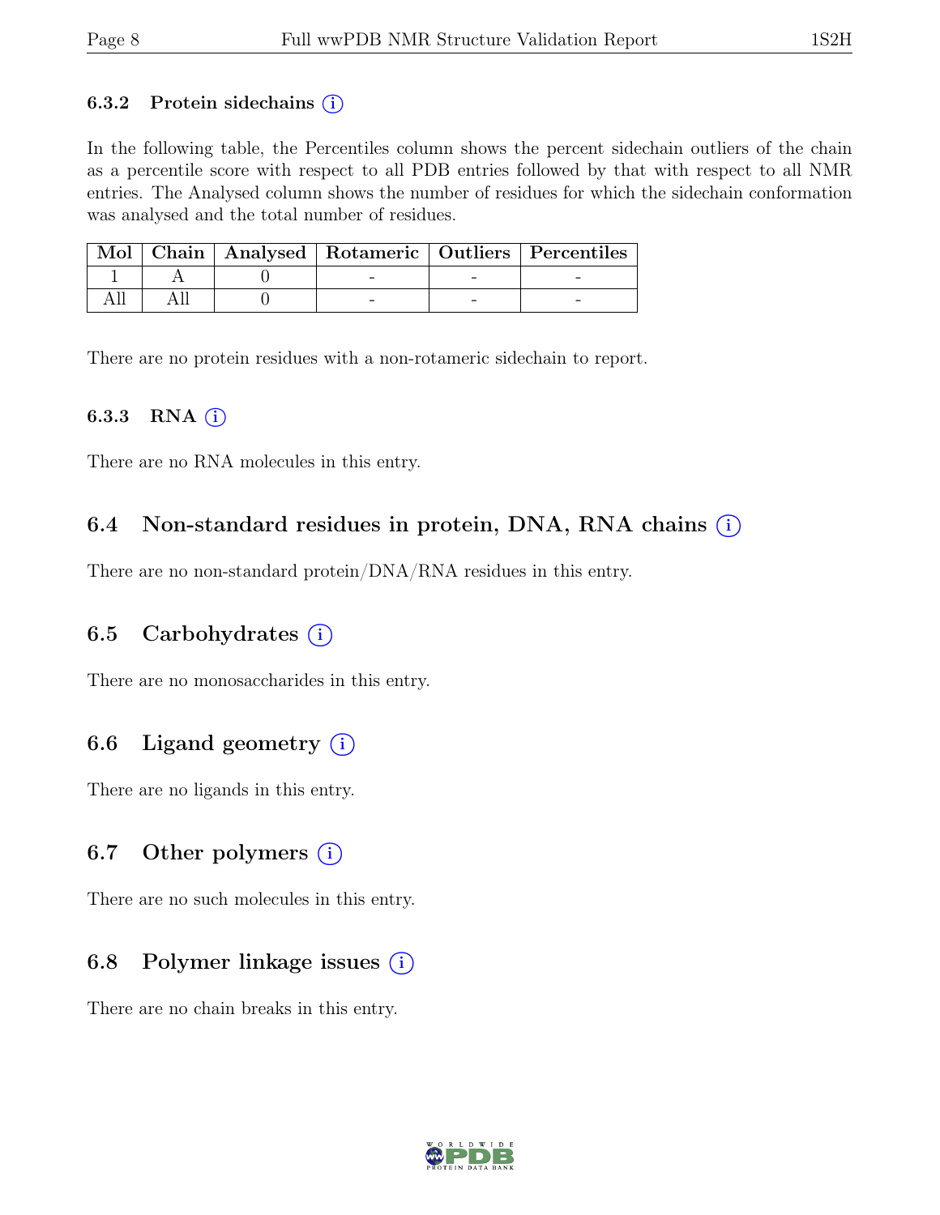### 6.3.2 Protein sidechains (i)

In the following table, the Percentiles column shows the percent sidechain outliers of the chain as a percentile score with respect to all PDB entries followed by that with respect to all NMR entries. The Analysed column shows the number of residues for which the sidechain conformation was analysed and the total number of residues.

| Mol | Chain | Analysed | Rotameric | Outliers | Percentiles |
|---|---|---|---|---|---|
| 1 | A | 0 | - | - | - |
| All | All | 0 | - | - | - |

There are no protein residues with a non-rotameric sidechain to report.

### 6.3.3 RNA (i)

There are no RNA molecules in this entry.

## 6.4 Non-standard residues in protein, DNA, RNA chains (i)

There are no non-standard protein/DNA/RNA residues in this entry.

## 6.5 Carbohydrates (i)

There are no monosaccharides in this entry.

## 6.6 Ligand geometry (i)

There are no ligands in this entry.

## 6.7 Other polymers (i)

There are no such molecules in this entry.

## 6.8 Polymer linkage issues (i)

There are no chain breaks in this entry.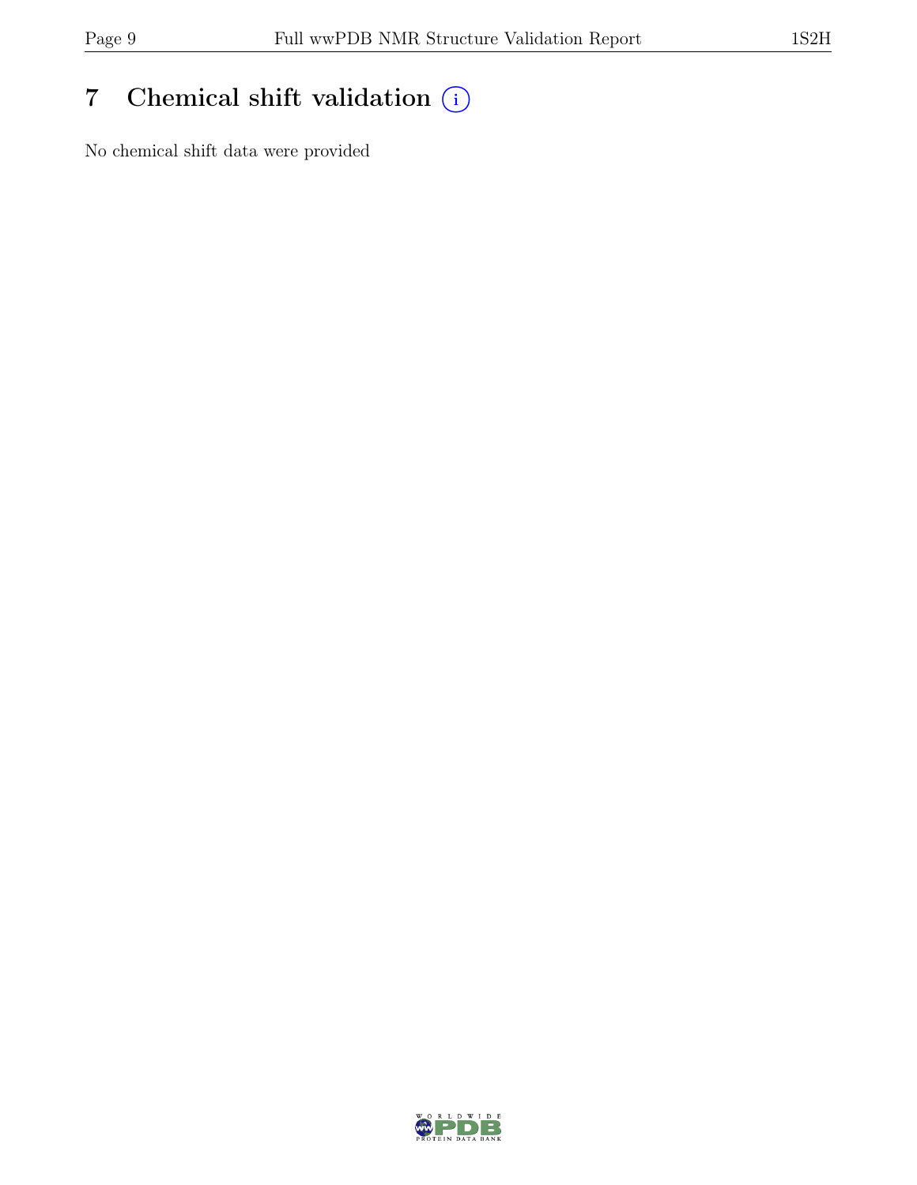# 7 Chemical shift validation

No chemical shift data were provided